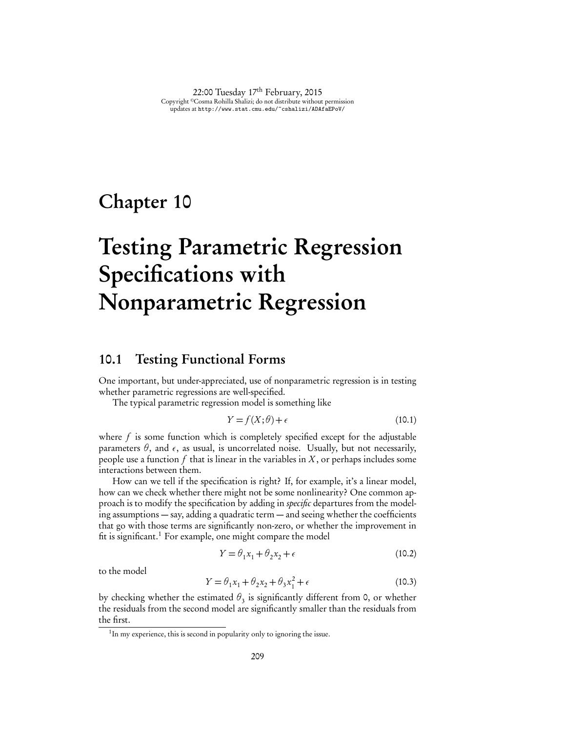# Chapter 10

# Testing Parametric Regression Specifications with Nonparametric Regression

## 10.1 Testing Functional Forms

One important, but under-appreciated, use of nonparametric regression is in testing whether parametric regressions are well-specified.

The typical parametric regression model is something like

$$Y = f(X;\theta) + \epsilon \tag{10.1}$$

where $f$ is some function which is completely specified except for the adjustable parameters $\theta$, and $\epsilon$, as usual, is uncorrelated noise. Usually, but not necessarily, people use a function $f$ that is linear in the variables in $X$, or perhaps includes some interactions between them.

How can we tell if the specification is right? If, for example, it's a linear model, how can we check whether there might not be some nonlinearity? One common approach is to modify the specification by adding in *specific* departures from the modeling assumptions — say, adding a quadratic term — and seeing whether the coefficients that go with those terms are significantly non-zero, or whether the improvement in fit is significant.[1] For example, one might compare the model

$$Y = \theta_1 x_1 + \theta_2 x_2 + \epsilon \tag{10.2}$$

to the model

$$Y = \theta_1 x_1 + \theta_2 x_2 + \theta_3 x_1^2 + \epsilon \tag{10.3}$$

by checking whether the estimated $\theta_3$ is significantly different from 0, or whether the residuals from the second model are significantly smaller than the residuals from the first.

[1] In my experience, this is second in popularity only to ignoring the issue.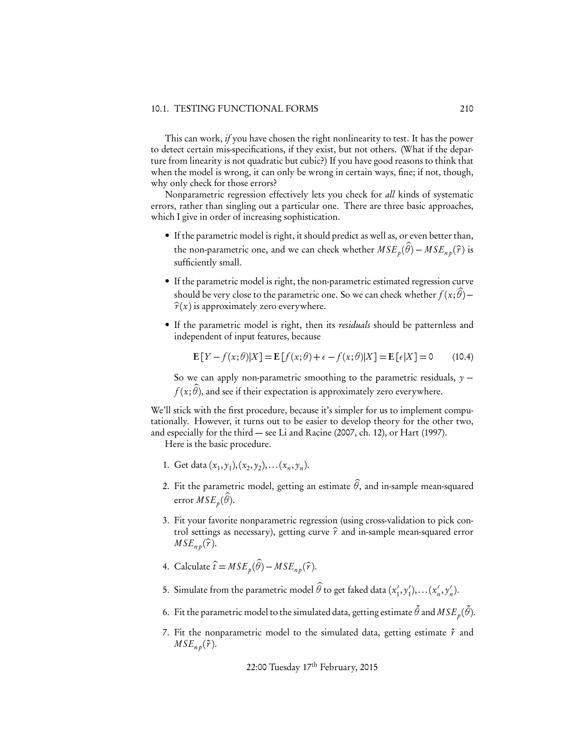This can work, *if* you have chosen the right nonlinearity to test. It has the power to detect certain mis-specifications, if they exist, but not others. (What if the departure from linearity is not quadratic but cubic?) If you have good reasons to think that when the model is wrong, it can only be wrong in certain ways, fine; if not, though, why only check for those errors?

Nonparametric regression effectively lets you check for *all* kinds of systematic errors, rather than singling out a particular one. There are three basic approaches, which I give in order of increasing sophistication.

- If the parametric model is right, it should predict as well as, or even better than, the non-parametric one, and we can check whether $MSE_p(\widehat{\theta}) - MSE_{np}(\widehat{r})$ is sufficiently small.
- If the parametric model is right, the non-parametric estimated regression curve should be very close to the parametric one. So we can check whether $f(x;\widehat{\theta}) - \widehat{r}(x)$ is approximately zero everywhere.
- If the parametric model is right, then its *residuals* should be patternless and independent of input features, because

$$\mathbf{E}[Y - f(x;\theta)|X] = \mathbf{E}[f(x;\theta) + \epsilon - f(x;\theta)|X] = \mathbf{E}[\epsilon|X] = 0 \qquad (10.4)$$

  So we can apply non-parametric smoothing to the parametric residuals, $y - f(x;\widehat{\theta})$, and see if their expectation is approximately zero everywhere.

We'll stick with the first procedure, because it's simpler for us to implement computationally. However, it turns out to be easier to develop theory for the other two, and especially for the third — see Li and Racine (2007, ch. 12), or Hart (1997).

Here is the basic procedure.

1. Get data $(x_1, y_1), (x_2, y_2), \ldots (x_n, y_n)$.
2. Fit the parametric model, getting an estimate $\widehat{\theta}$, and in-sample mean-squared error $MSE_p(\widehat{\theta})$.
3. Fit your favorite nonparametric regression (using cross-validation to pick control settings as necessary), getting curve $\widehat{r}$ and in-sample mean-squared error $MSE_{np}(\widehat{r})$.
4. Calculate $\widehat{t} = MSE_p(\widehat{\theta}) - MSE_{np}(\widehat{r})$.
5. Simulate from the parametric model $\widehat{\theta}$ to get faked data $(x'_1, y'_1), \ldots (x'_n, y'_n)$.
6. Fit the parametric model to the simulated data, getting estimate $\tilde{\theta}$ and $MSE_p(\tilde{\theta})$.
7. Fit the nonparametric model to the simulated data, getting estimate $\tilde{r}$ and $MSE_{np}(\tilde{r})$.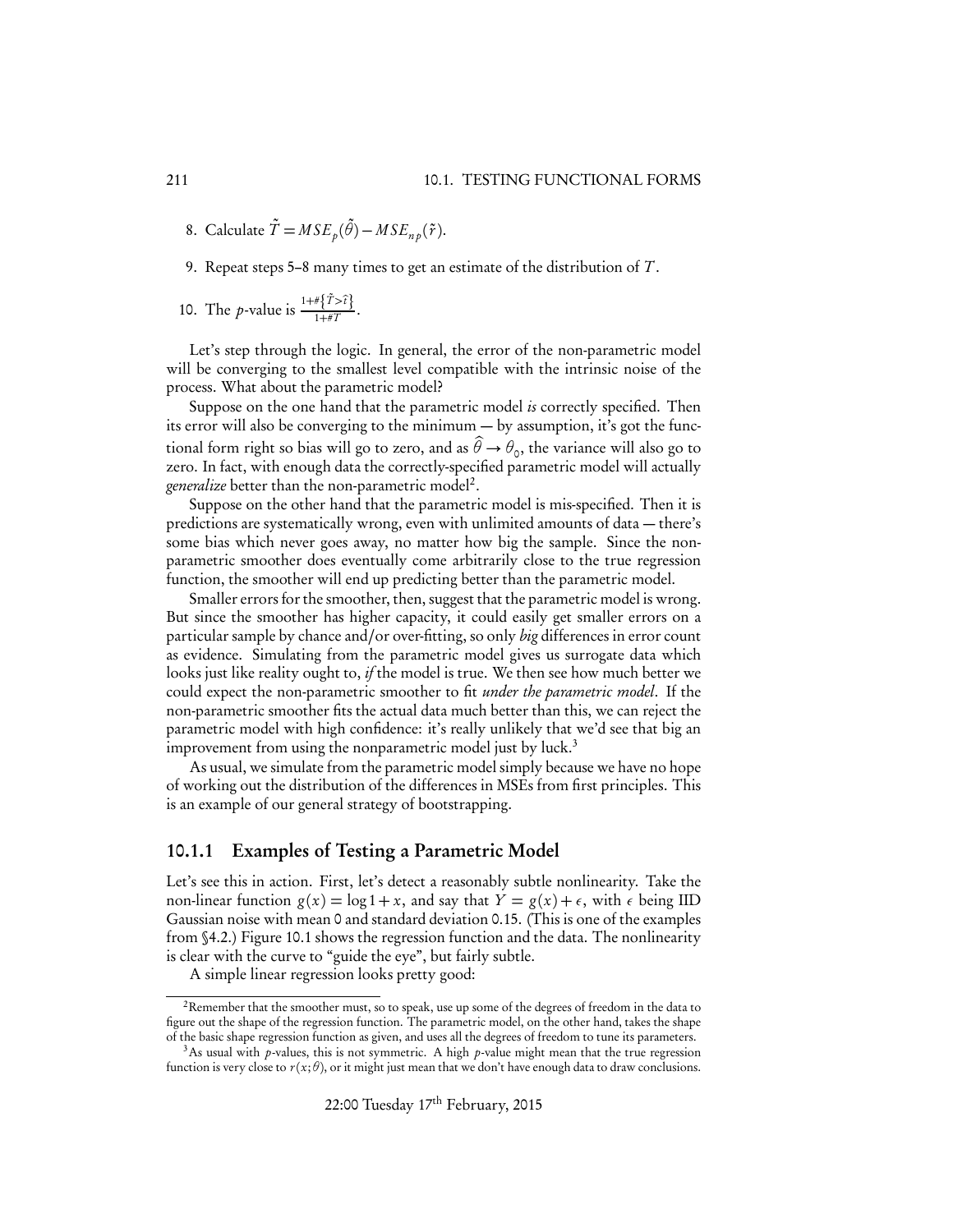8. Calculate $\tilde{T} = MSE_p(\tilde{\theta}) - MSE_{np}(\tilde{r})$.

9. Repeat steps 5–8 many times to get an estimate of the distribution of $T$.

10. The $p$-value is $\frac{1+\#\{\tilde{T} > \hat{t}\}}{1+\#T}$.

Let's step through the logic. In general, the error of the non-parametric model will be converging to the smallest level compatible with the intrinsic noise of the process. What about the parametric model?

Suppose on the one hand that the parametric model *is* correctly specified. Then its error will also be converging to the minimum — by assumption, it's got the functional form right so bias will go to zero, and as $\hat{\theta} \to \theta_0$, the variance will also go to zero. In fact, with enough data the correctly-specified parametric model will actually *generalize* better than the non-parametric model[2].

Suppose on the other hand that the parametric model is mis-specified. Then it is predictions are systematically wrong, even with unlimited amounts of data — there's some bias which never goes away, no matter how big the sample. Since the non-parametric smoother does eventually come arbitrarily close to the true regression function, the smoother will end up predicting better than the parametric model.

Smaller errors for the smoother, then, suggest that the parametric model is wrong. But since the smoother has higher capacity, it could easily get smaller errors on a particular sample by chance and/or over-fitting, so only *big* differences in error count as evidence. Simulating from the parametric model gives us surrogate data which looks just like reality ought to, *if* the model is true. We then see how much better we could expect the non-parametric smoother to fit *under the parametric model*. If the non-parametric smoother fits the actual data much better than this, we can reject the parametric model with high confidence: it's really unlikely that we'd see that big an improvement from using the nonparametric model just by luck.[3]

As usual, we simulate from the parametric model simply because we have no hope of working out the distribution of the differences in MSEs from first principles. This is an example of our general strategy of bootstrapping.

### 10.1.1 Examples of Testing a Parametric Model

Let's see this in action. First, let's detect a reasonably subtle nonlinearity. Take the non-linear function $g(x) = \log 1 + x$, and say that $Y = g(x) + \epsilon$, with $\epsilon$ being IID Gaussian noise with mean 0 and standard deviation 0.15. (This is one of the examples from §4.2.) Figure 10.1 shows the regression function and the data. The nonlinearity is clear with the curve to "guide the eye", but fairly subtle.

A simple linear regression looks pretty good:

---

[2] Remember that the smoother must, so to speak, use up some of the degrees of freedom in the data to figure out the shape of the regression function. The parametric model, on the other hand, takes the shape of the basic shape regression function as given, and uses all the degrees of freedom to tune its parameters.

[3] As usual with $p$-values, this is not symmetric. A high $p$-value might mean that the true regression function is very close to $r(x;\theta)$, or it might just mean that we don't have enough data to draw conclusions.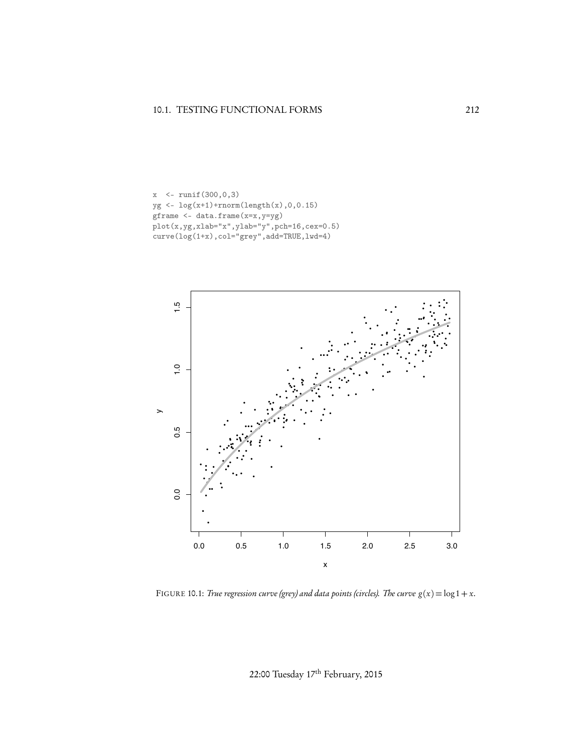```
x  <- runif(300,0,3)
yg <- log(x+1)+rnorm(length(x),0,0.15)
gframe <- data.frame(x=x,y=yg)
plot(x,yg,xlab="x",ylab="y",pch=16,cex=0.5)
curve(log(1+x),col="grey",add=TRUE,lwd=4)
```

FIGURE 10.1: *True regression curve (grey) and data points (circles). The curve* $g(x) = \log 1 + x$.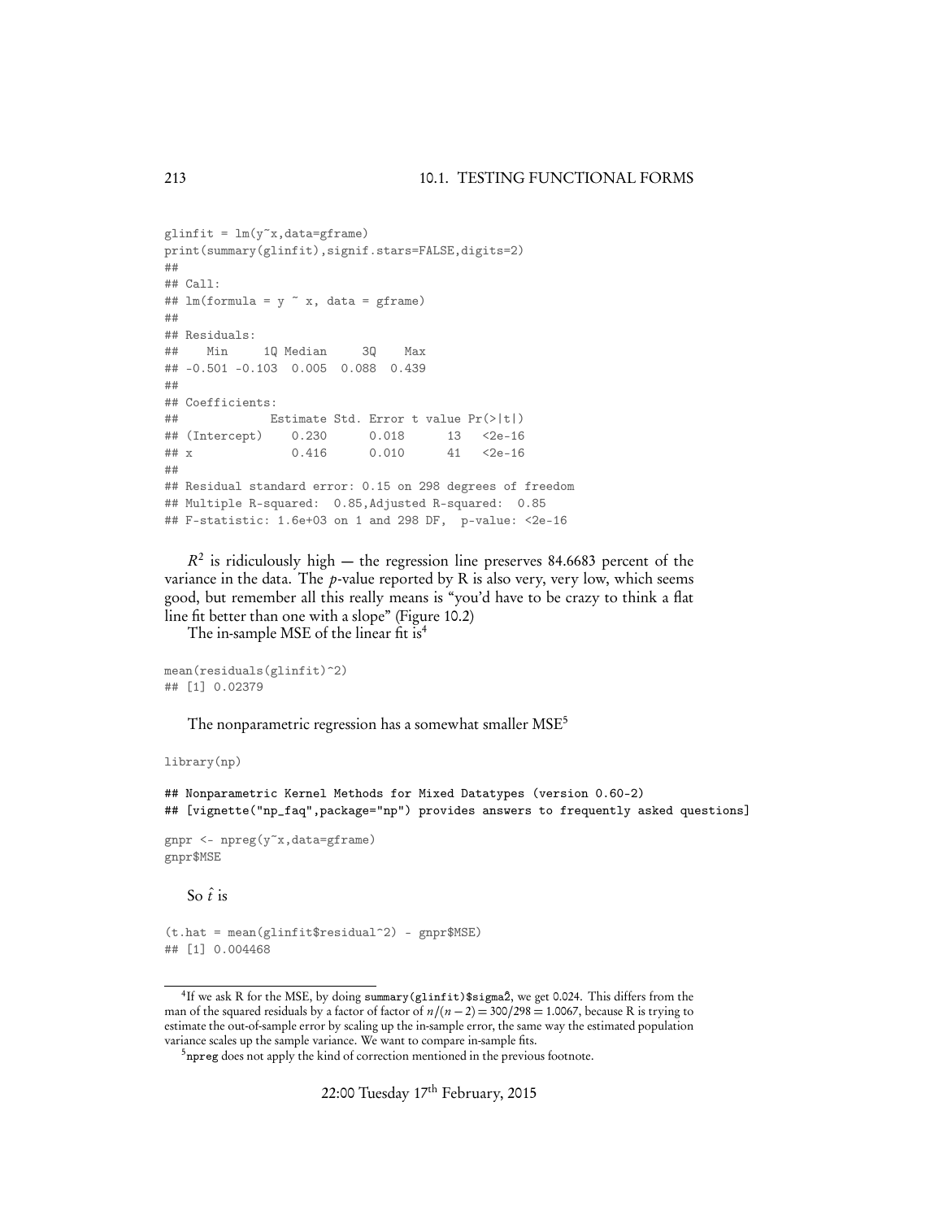```
glinfit = lm(y~x,data=gframe)
print(summary(glinfit),signif.stars=FALSE,digits=2)
##
## Call:
## lm(formula = y ~ x, data = gframe)
##
## Residuals:
##    Min     1Q Median     3Q    Max
## -0.501 -0.103  0.005  0.088  0.439
##
## Coefficients:
##             Estimate Std. Error t value Pr(>|t|)
## (Intercept)    0.230      0.018      13   <2e-16
## x              0.416      0.010      41   <2e-16
##
## Residual standard error: 0.15 on 298 degrees of freedom
## Multiple R-squared:  0.85,Adjusted R-squared:  0.85
## F-statistic: 1.6e+03 on 1 and 298 DF,  p-value: <2e-16
```

$R^2$ is ridiculously high — the regression line preserves 84.6683 percent of the variance in the data. The $p$-value reported by R is also very, very low, which seems good, but remember all this really means is "you'd have to be crazy to think a flat line fit better than one with a slope" (Figure 10.2)

The in-sample MSE of the linear fit is[4]

```
mean(residuals(glinfit)^2)
## [1] 0.02379
```

The nonparametric regression has a somewhat smaller MSE[5]

```
library(np)

## Nonparametric Kernel Methods for Mixed Datatypes (version 0.60-2)
## [vignette("np_faq",package="np") provides answers to frequently asked questions]

gnpr <- npreg(y~x,data=gframe)
gnpr$MSE
```

So $\hat{t}$ is

```
(t.hat = mean(glinfit$residual^2) - gnpr$MSE)
## [1] 0.004468
```

---

[4] If we ask R for the MSE, by doing `summary(glinfit)$sigma^2`, we get 0.024. This differs from the man of the squared residuals by a factor of factor of $n/(n-2) = 300/298 = 1.0067$, because R is trying to estimate the out-of-sample error by scaling up the in-sample error, the same way the estimated population variance scales up the sample variance. We want to compare in-sample fits.

[5] `npreg` does not apply the kind of correction mentioned in the previous footnote.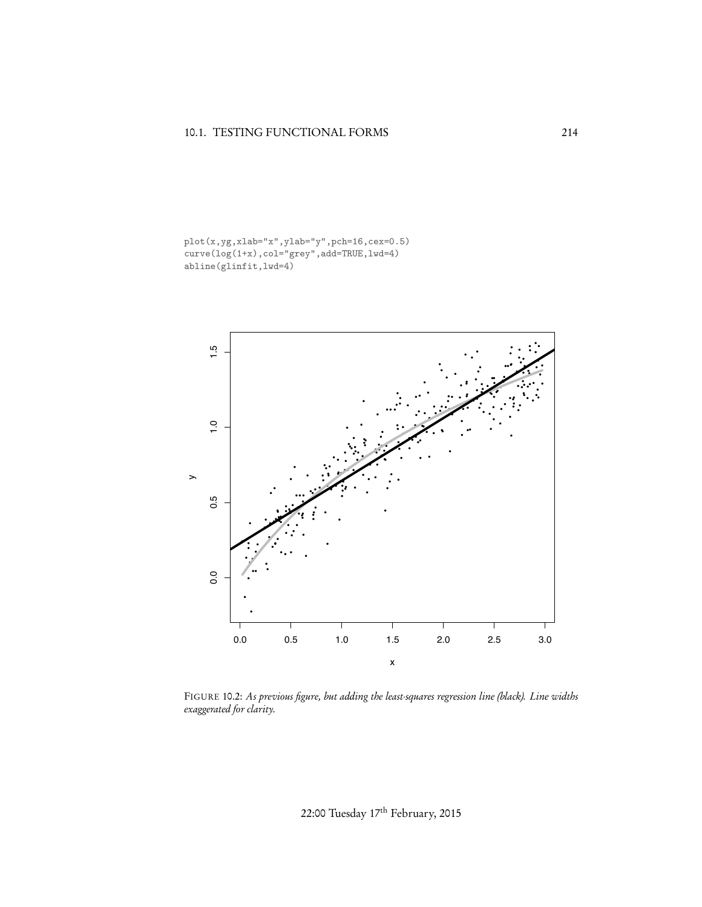```
plot(x,yg,xlab="x",ylab="y",pch=16,cex=0.5)
curve(log(1+x),col="grey",add=TRUE,lwd=4)
abline(glinfit,lwd=4)
```

FIGURE 10.2: *As previous figure, but adding the least-squares regression line (black). Line widths exaggerated for clarity.*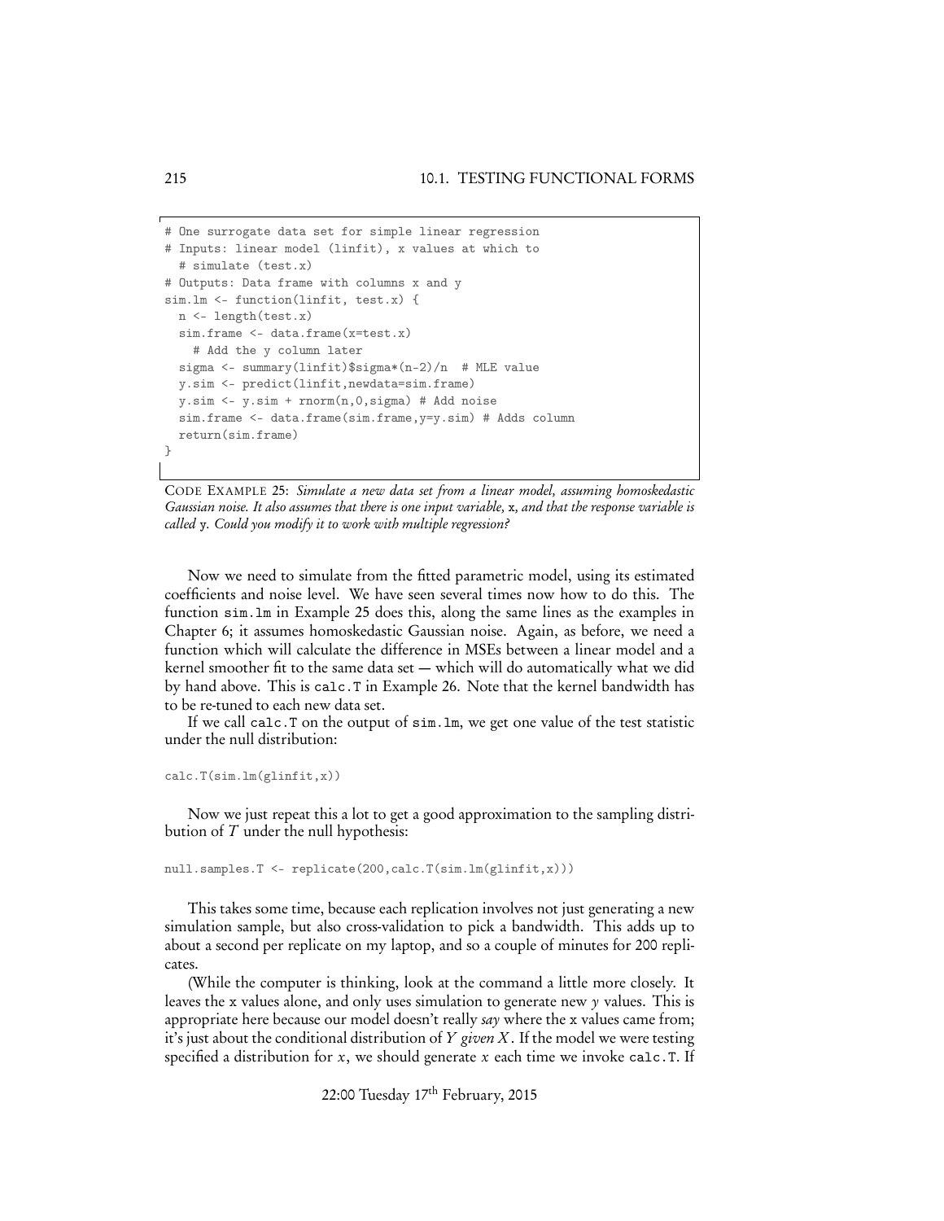```
# One surrogate data set for simple linear regression
# Inputs: linear model (linfit), x values at which to
  # simulate (test.x)
# Outputs: Data frame with columns x and y
sim.lm <- function(linfit, test.x) {
  n <- length(test.x)
  sim.frame <- data.frame(x=test.x)
    # Add the y column later
  sigma <- summary(linfit)$sigma*(n-2)/n  # MLE value
  y.sim <- predict(linfit,newdata=sim.frame)
  y.sim <- y.sim + rnorm(n,0,sigma) # Add noise
  sim.frame <- data.frame(sim.frame,y=y.sim) # Adds column
  return(sim.frame)
}
```

CODE EXAMPLE 25: *Simulate a new data set from a linear model, assuming homoskedastic Gaussian noise. It also assumes that there is one input variable,* `x`*, and that the response variable is called* `y`*. Could you modify it to work with multiple regression?*

Now we need to simulate from the fitted parametric model, using its estimated coefficients and noise level. We have seen several times now how to do this. The function `sim.lm` in Example 25 does this, along the same lines as the examples in Chapter 6; it assumes homoskedastic Gaussian noise. Again, as before, we need a function which will calculate the difference in MSEs between a linear model and a kernel smoother fit to the same data set — which will do automatically what we did by hand above. This is `calc.T` in Example 26. Note that the kernel bandwidth has to be re-tuned to each new data set.

If we call `calc.T` on the output of `sim.lm`, we get one value of the test statistic under the null distribution:

```
calc.T(sim.lm(glinfit,x))
```

Now we just repeat this a lot to get a good approximation to the sampling distribution of $T$ under the null hypothesis:

```
null.samples.T <- replicate(200,calc.T(sim.lm(glinfit,x)))
```

This takes some time, because each replication involves not just generating a new simulation sample, but also cross-validation to pick a bandwidth. This adds up to about a second per replicate on my laptop, and so a couple of minutes for 200 replicates.

(While the computer is thinking, look at the command a little more closely. It leaves the `x` values alone, and only uses simulation to generate new $y$ values. This is appropriate here because our model doesn't really *say* where the `x` values came from; it's just about the conditional distribution of $Y$ *given* $X$. If the model we were testing specified a distribution for $x$, we should generate $x$ each time we invoke `calc.T`. If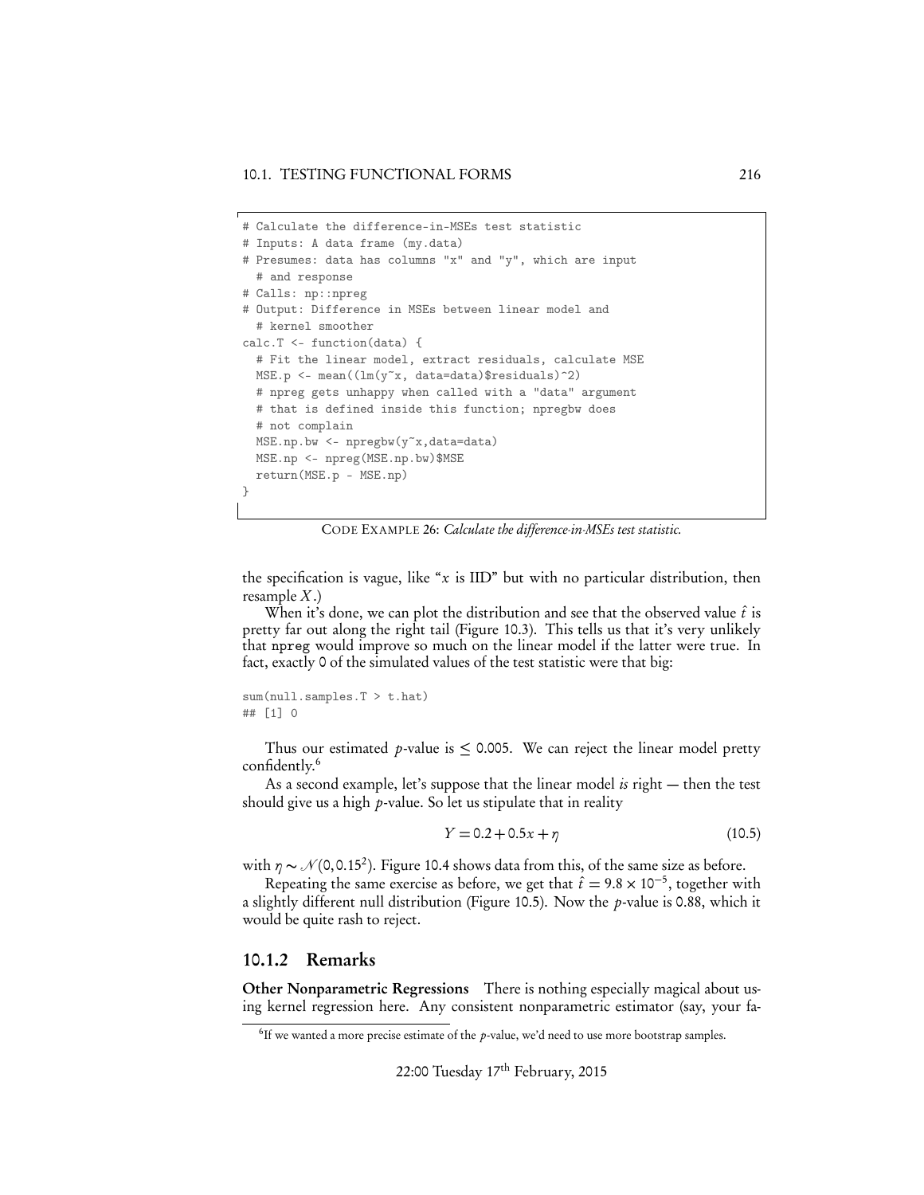```
# Calculate the difference-in-MSEs test statistic
# Inputs: A data frame (my.data)
# Presumes: data has columns "x" and "y", which are input
  # and response
# Calls: np::npreg
# Output: Difference in MSEs between linear model and
  # kernel smoother
calc.T <- function(data) {
  # Fit the linear model, extract residuals, calculate MSE
  MSE.p <- mean((lm(y~x, data=data)$residuals)^2)
  # npreg gets unhappy when called with a "data" argument
  # that is defined inside this function; npregbw does
  # not complain
  MSE.np.bw <- npregbw(y~x,data=data)
  MSE.np <- npreg(MSE.np.bw)$MSE
  return(MSE.p - MSE.np)
}
```

CODE EXAMPLE 26: *Calculate the difference-in-MSEs test statistic.*

the specification is vague, like "$x$ is IID" but with no particular distribution, then resample $X$.)

When it's done, we can plot the distribution and see that the observed value $\hat{t}$ is pretty far out along the right tail (Figure 10.3). This tells us that it's very unlikely that npreg would improve so much on the linear model if the latter were true. In fact, exactly 0 of the simulated values of the test statistic were that big:

```
sum(null.samples.T > t.hat)
## [1] 0
```

Thus our estimated $p$-value is $\leq 0.005$. We can reject the linear model pretty confidently.[6]

As a second example, let's suppose that the linear model *is* right — then the test should give us a high $p$-value. So let us stipulate that in reality

$$Y = 0.2 + 0.5x + \eta \tag{10.5}$$

with $\eta \sim \mathcal{N}(0, 0.15^2)$. Figure 10.4 shows data from this, of the same size as before.

Repeating the same exercise as before, we get that $\hat{t} = 9.8 \times 10^{-5}$, together with a slightly different null distribution (Figure 10.5). Now the $p$-value is 0.88, which it would be quite rash to reject.

### 10.1.2 Remarks

**Other Nonparametric Regressions** There is nothing especially magical about using kernel regression here. Any consistent nonparametric estimator (say, your fa-

[6] If we wanted a more precise estimate of the $p$-value, we'd need to use more bootstrap samples.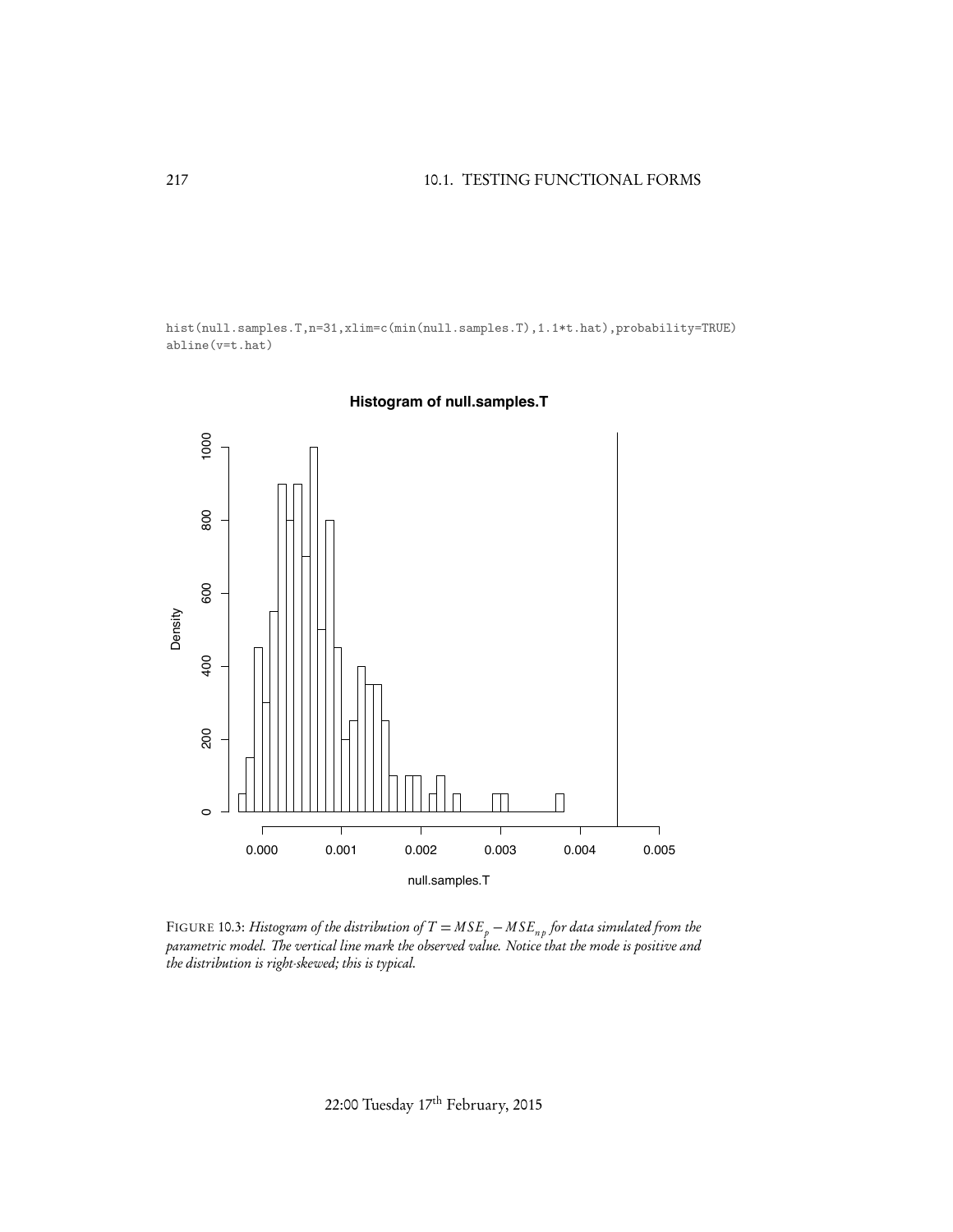```
hist(null.samples.T,n=31,xlim=c(min(null.samples.T),1.1*t.hat),probability=TRUE)
abline(v=t.hat)
```

FIGURE 10.3: *Histogram of the distribution of $T = MSE_p - MSE_{np}$ for data simulated from the parametric model. The vertical line mark the observed value. Notice that the mode is positive and the distribution is right-skewed; this is typical.*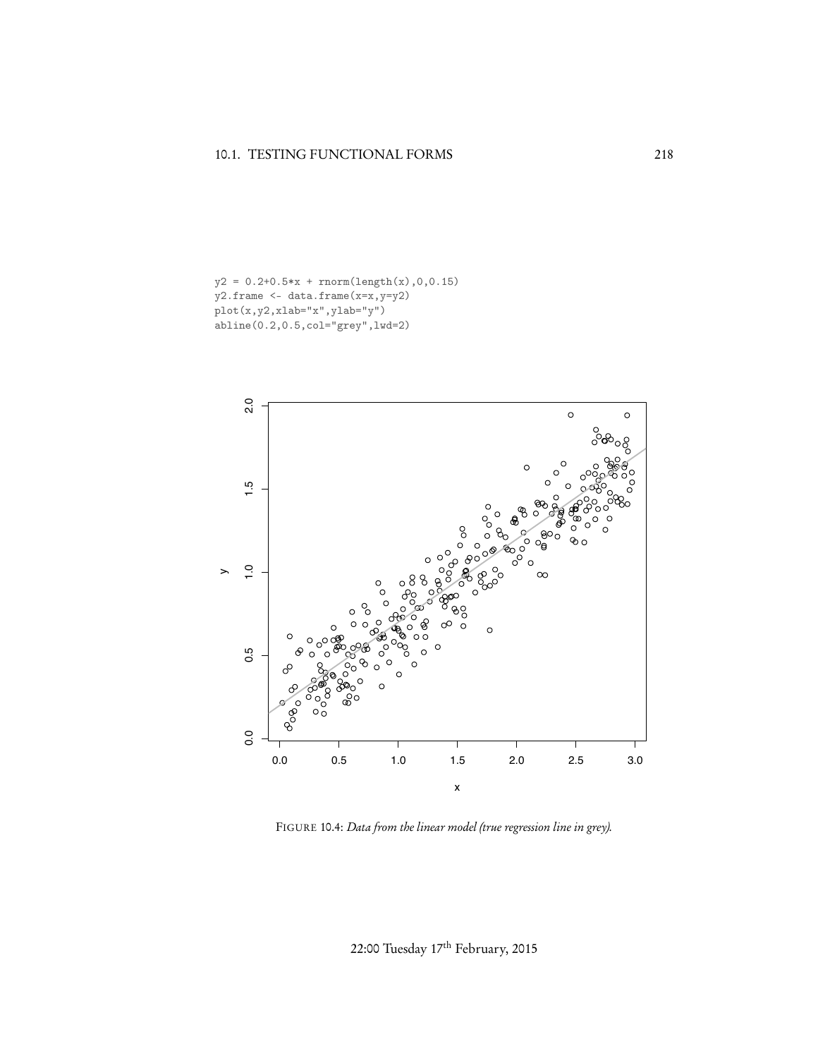```
y2 = 0.2+0.5*x + rnorm(length(x),0,0.15)
y2.frame <- data.frame(x=x,y=y2)
plot(x,y2,xlab="x",ylab="y")
abline(0.2,0.5,col="grey",lwd=2)
```

FIGURE 10.4: *Data from the linear model (true regression line in grey).*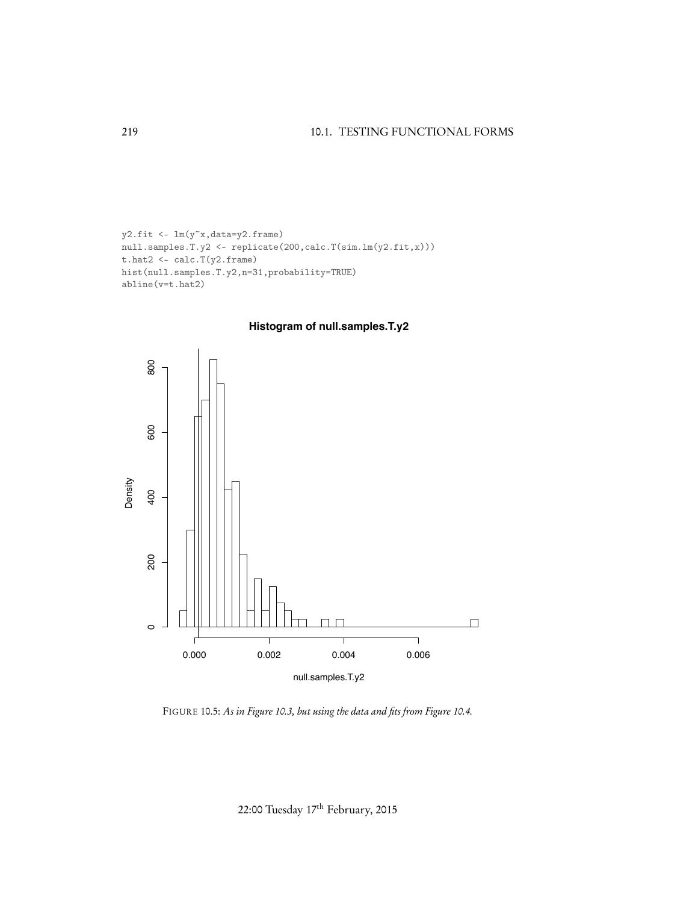```
y2.fit <- lm(y~x,data=y2.frame)
null.samples.T.y2 <- replicate(200,calc.T(sim.lm(y2.fit,x)))
t.hat2 <- calc.T(y2.frame)
hist(null.samples.T.y2,n=31,probability=TRUE)
abline(v=t.hat2)
```

FIGURE 10.5: *As in Figure 10.3, but using the data and fits from Figure 10.4.*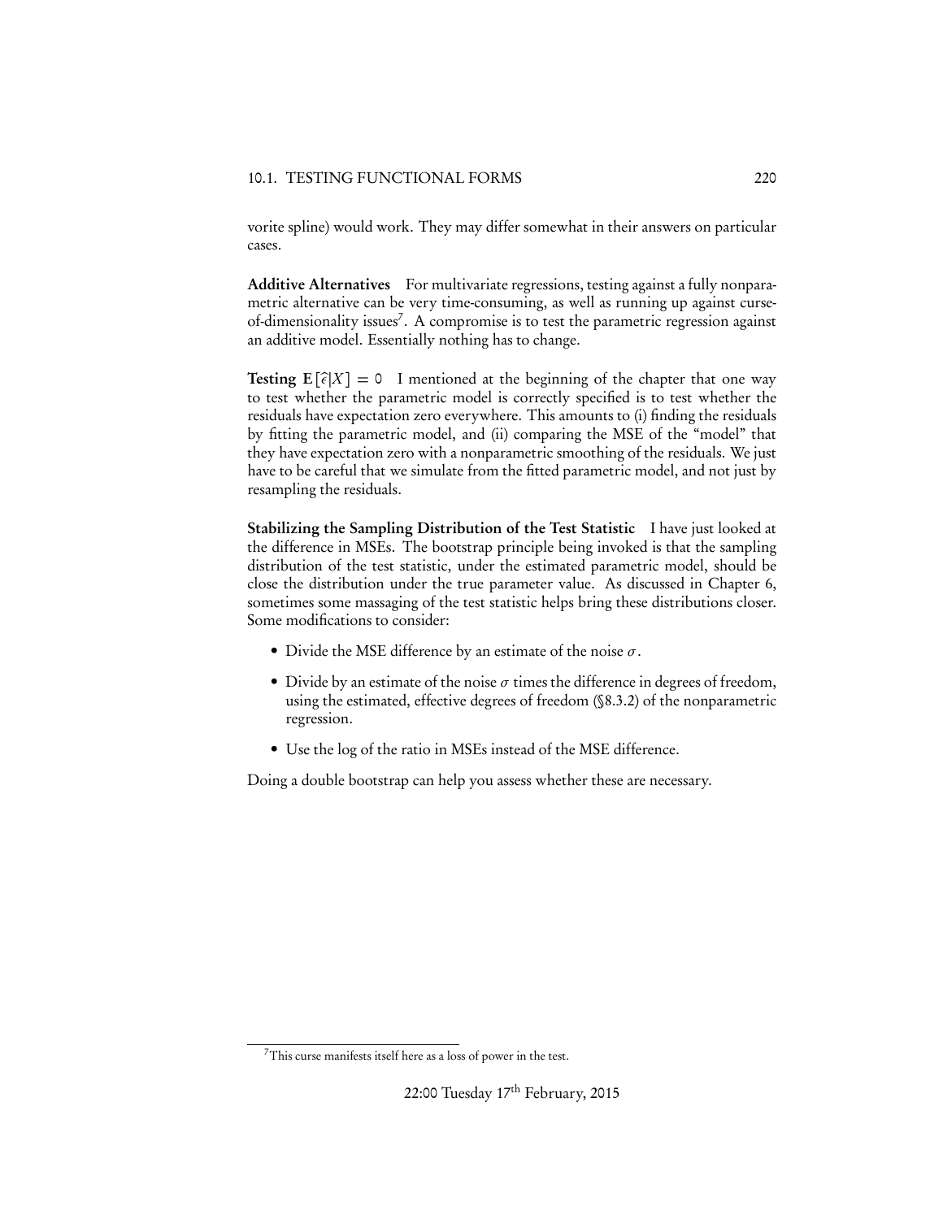vorite spline) would work. They may differ somewhat in their answers on particular cases.

**Additive Alternatives** For multivariate regressions, testing against a fully nonparametric alternative can be very time-consuming, as well as running up against curse-of-dimensionality issues[7]. A compromise is to test the parametric regression against an additive model. Essentially nothing has to change.

**Testing $\mathbf{E}[\hat{\epsilon}|X] = 0$** I mentioned at the beginning of the chapter that one way to test whether the parametric model is correctly specified is to test whether the residuals have expectation zero everywhere. This amounts to (i) finding the residuals by fitting the parametric model, and (ii) comparing the MSE of the "model" that they have expectation zero with a nonparametric smoothing of the residuals. We just have to be careful that we simulate from the fitted parametric model, and not just by resampling the residuals.

**Stabilizing the Sampling Distribution of the Test Statistic** I have just looked at the difference in MSEs. The bootstrap principle being invoked is that the sampling distribution of the test statistic, under the estimated parametric model, should be close the distribution under the true parameter value. As discussed in Chapter 6, sometimes some massaging of the test statistic helps bring these distributions closer. Some modifications to consider:

- Divide the MSE difference by an estimate of the noise $\sigma$.
- Divide by an estimate of the noise $\sigma$ times the difference in degrees of freedom, using the estimated, effective degrees of freedom (§8.3.2) of the nonparametric regression.
- Use the log of the ratio in MSEs instead of the MSE difference.

Doing a double bootstrap can help you assess whether these are necessary.

[7] This curse manifests itself here as a loss of power in the test.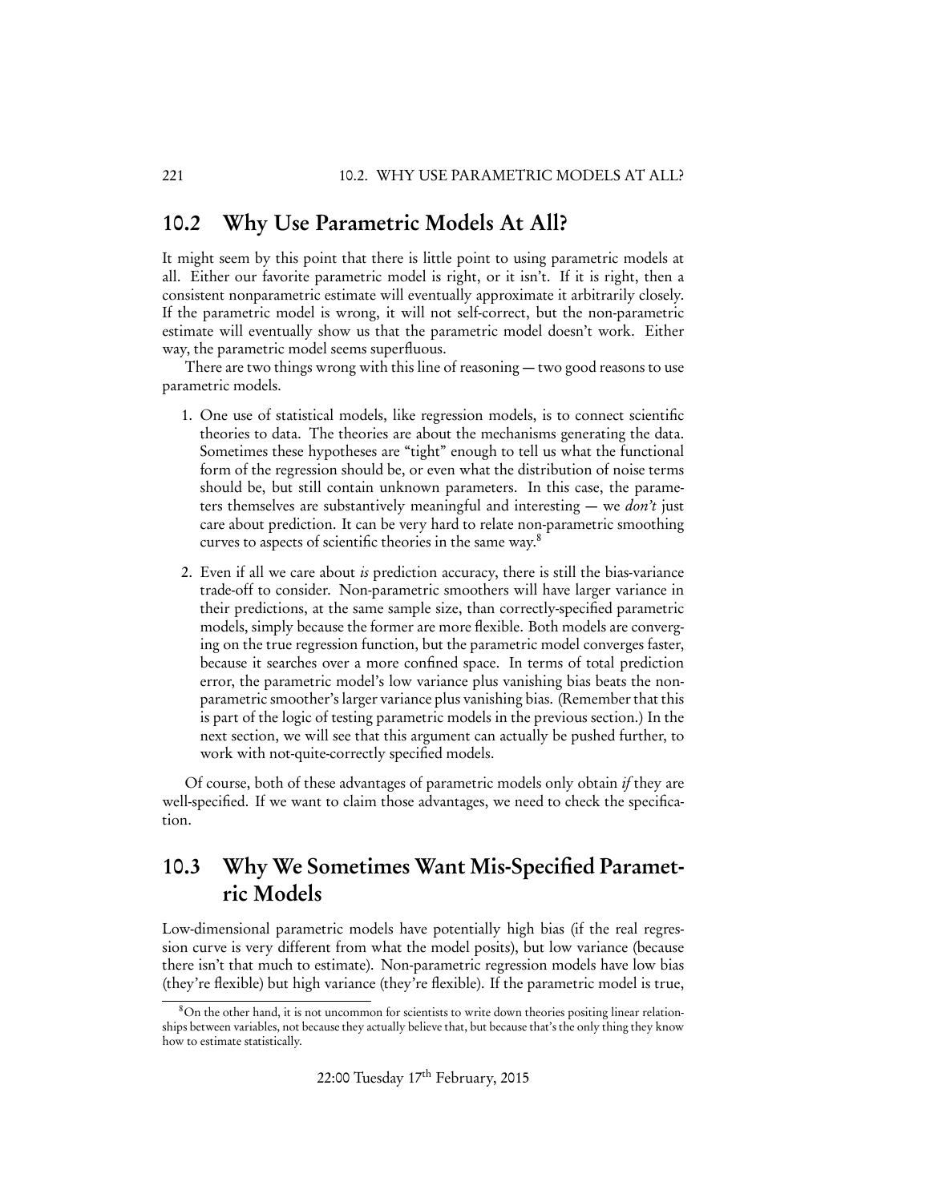## 10.2 Why Use Parametric Models At All?

It might seem by this point that there is little point to using parametric models at all. Either our favorite parametric model is right, or it isn't. If it is right, then a consistent nonparametric estimate will eventually approximate it arbitrarily closely. If the parametric model is wrong, it will not self-correct, but the non-parametric estimate will eventually show us that the parametric model doesn't work. Either way, the parametric model seems superfluous.

There are two things wrong with this line of reasoning — two good reasons to use parametric models.

1. One use of statistical models, like regression models, is to connect scientific theories to data. The theories are about the mechanisms generating the data. Sometimes these hypotheses are "tight" enough to tell us what the functional form of the regression should be, or even what the distribution of noise terms should be, but still contain unknown parameters. In this case, the parameters themselves are substantively meaningful and interesting — we *don't* just care about prediction. It can be very hard to relate non-parametric smoothing curves to aspects of scientific theories in the same way.[8]

2. Even if all we care about *is* prediction accuracy, there is still the bias-variance trade-off to consider. Non-parametric smoothers will have larger variance in their predictions, at the same sample size, than correctly-specified parametric models, simply because the former are more flexible. Both models are converging on the true regression function, but the parametric model converges faster, because it searches over a more confined space. In terms of total prediction error, the parametric model's low variance plus vanishing bias beats the non-parametric smoother's larger variance plus vanishing bias. (Remember that this is part of the logic of testing parametric models in the previous section.) In the next section, we will see that this argument can actually be pushed further, to work with not-quite-correctly specified models.

Of course, both of these advantages of parametric models only obtain *if* they are well-specified. If we want to claim those advantages, we need to check the specification.

## 10.3 Why We Sometimes Want Mis-Specified Parametric Models

Low-dimensional parametric models have potentially high bias (if the real regression curve is very different from what the model posits), but low variance (because there isn't that much to estimate). Non-parametric regression models have low bias (they're flexible) but high variance (they're flexible). If the parametric model is true,

[8] On the other hand, it is not uncommon for scientists to write down theories positing linear relationships between variables, not because they actually believe that, but because that's the only thing they know how to estimate statistically.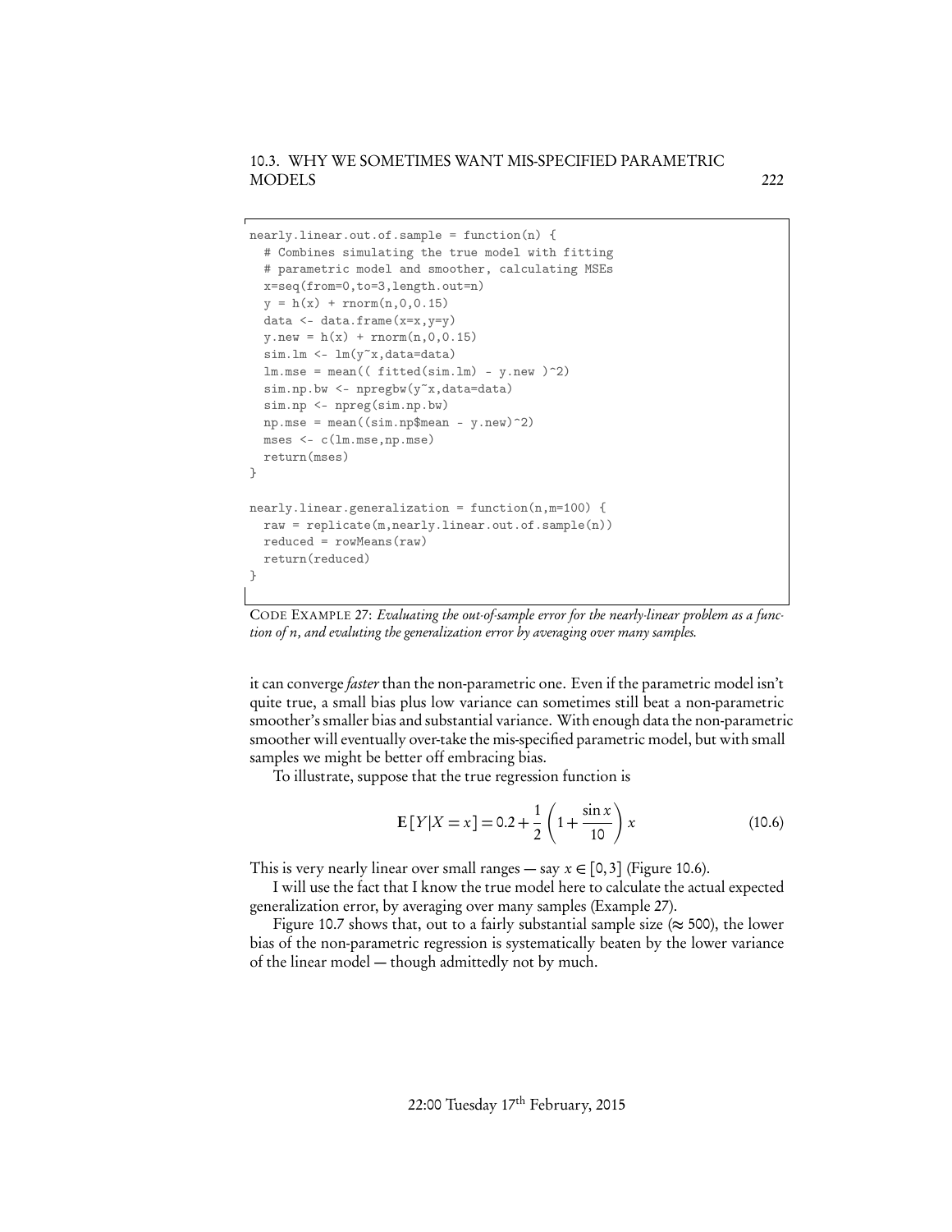```
nearly.linear.out.of.sample = function(n) {
  # Combines simulating the true model with fitting
  # parametric model and smoother, calculating MSEs
  x=seq(from=0,to=3,length.out=n)
  y = h(x) + rnorm(n,0,0.15)
  data <- data.frame(x=x,y=y)
  y.new = h(x) + rnorm(n,0,0.15)
  sim.lm <- lm(y~x,data=data)
  lm.mse = mean(( fitted(sim.lm) - y.new )^2)
  sim.np.bw <- npregbw(y~x,data=data)
  sim.np <- npreg(sim.np.bw)
  np.mse = mean((sim.np$mean - y.new)^2)
  mses <- c(lm.mse,np.mse)
  return(mses)
}

nearly.linear.generalization = function(n,m=100) {
  raw = replicate(m,nearly.linear.out.of.sample(n))
  reduced = rowMeans(raw)
  return(reduced)
}
```

CODE EXAMPLE 27: *Evaluating the out-of-sample error for the nearly-linear problem as a function of $n$, and evaluting the generalization error by averaging over many samples.*

it can converge *faster* than the non-parametric one. Even if the parametric model isn't quite true, a small bias plus low variance can sometimes still beat a non-parametric smoother's smaller bias and substantial variance. With enough data the non-parametric smoother will eventually over-take the mis-specified parametric model, but with small samples we might be better off embracing bias.

To illustrate, suppose that the true regression function is

$$\mathbf{E}[Y|X=x] = 0.2 + \frac{1}{2}\left(1 + \frac{\sin x}{10}\right)x \tag{10.6}$$

This is very nearly linear over small ranges — say $x \in [0,3]$ (Figure 10.6).

I will use the fact that I know the true model here to calculate the actual expected generalization error, by averaging over many samples (Example 27).

Figure 10.7 shows that, out to a fairly substantial sample size ($\approx 500$), the lower bias of the non-parametric regression is systematically beaten by the lower variance of the linear model — though admittedly not by much.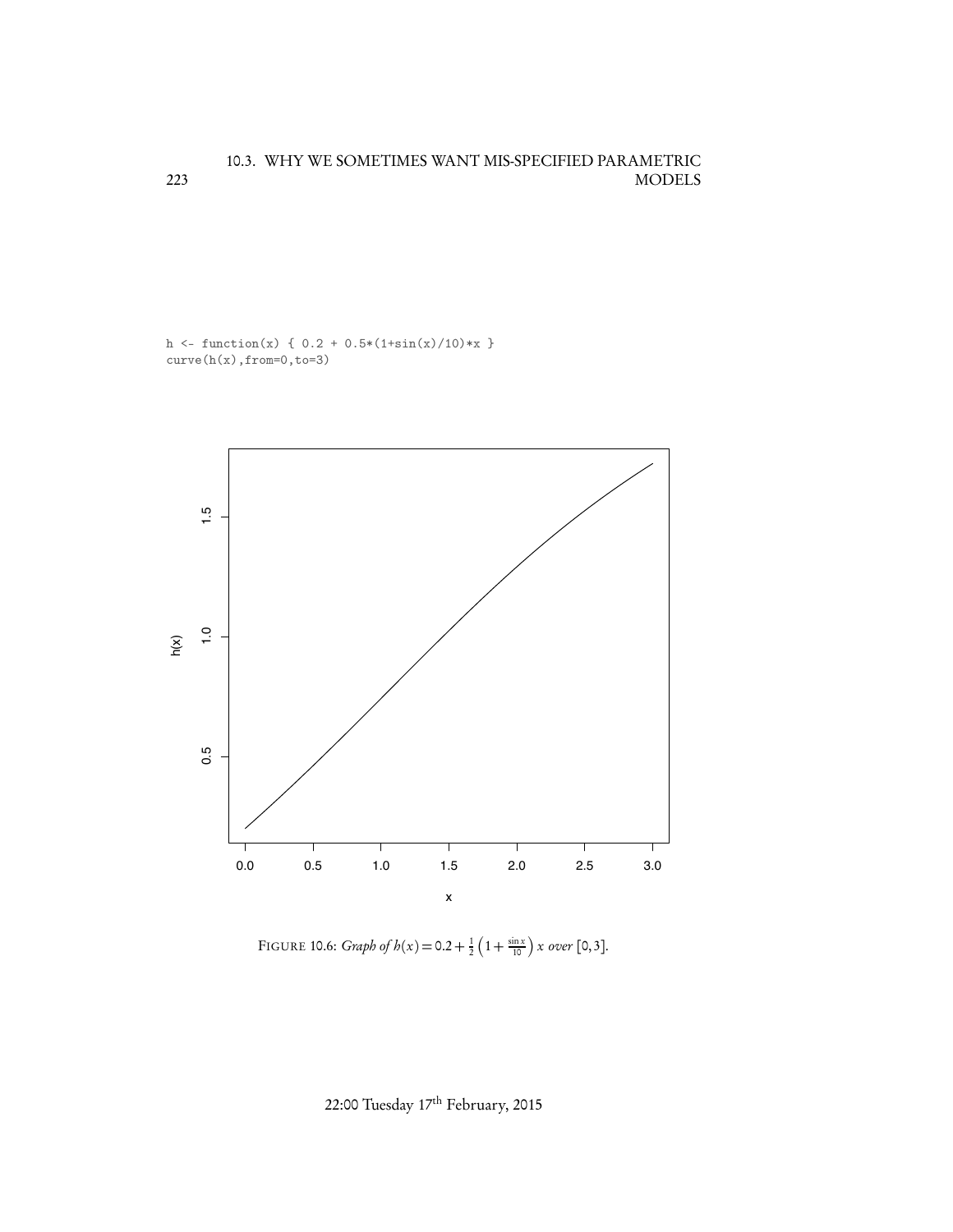```
h <- function(x) { 0.2 + 0.5*(1+sin(x)/10)*x }
curve(h(x),from=0,to=3)
```

FIGURE 10.6: *Graph of* $h(x) = 0.2 + \frac{1}{2}\left(1 + \frac{\sin x}{10}\right) x$ *over* $[0, 3]$.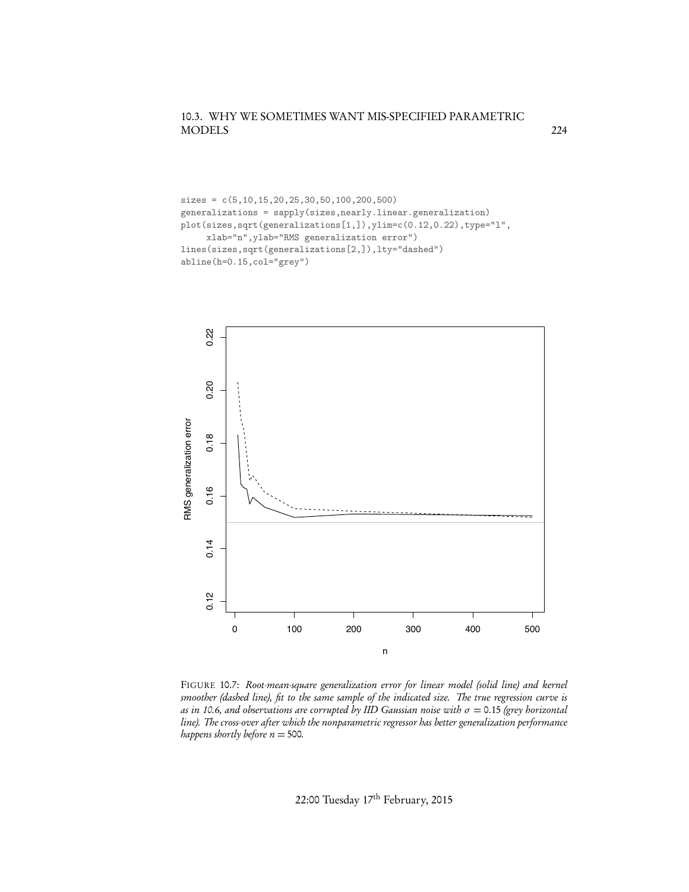```
sizes = c(5,10,15,20,25,30,50,100,200,500)
generalizations = sapply(sizes,nearly.linear.generalization)
plot(sizes,sqrt(generalizations[1,]),ylim=c(0.12,0.22),type="l",
     xlab="n",ylab="RMS generalization error")
lines(sizes,sqrt(generalizations[2,]),lty="dashed")
abline(h=0.15,col="grey")
```

FIGURE 10.7: *Root-mean-square generalization error for linear model (solid line) and kernel smoother (dashed line), fit to the same sample of the indicated size. The true regression curve is as in 10.6, and observations are corrupted by IID Gaussian noise with $\sigma = 0.15$ (grey horizontal line). The cross-over after which the nonparametric regressor has better generalization performance happens shortly before $n = 500$.*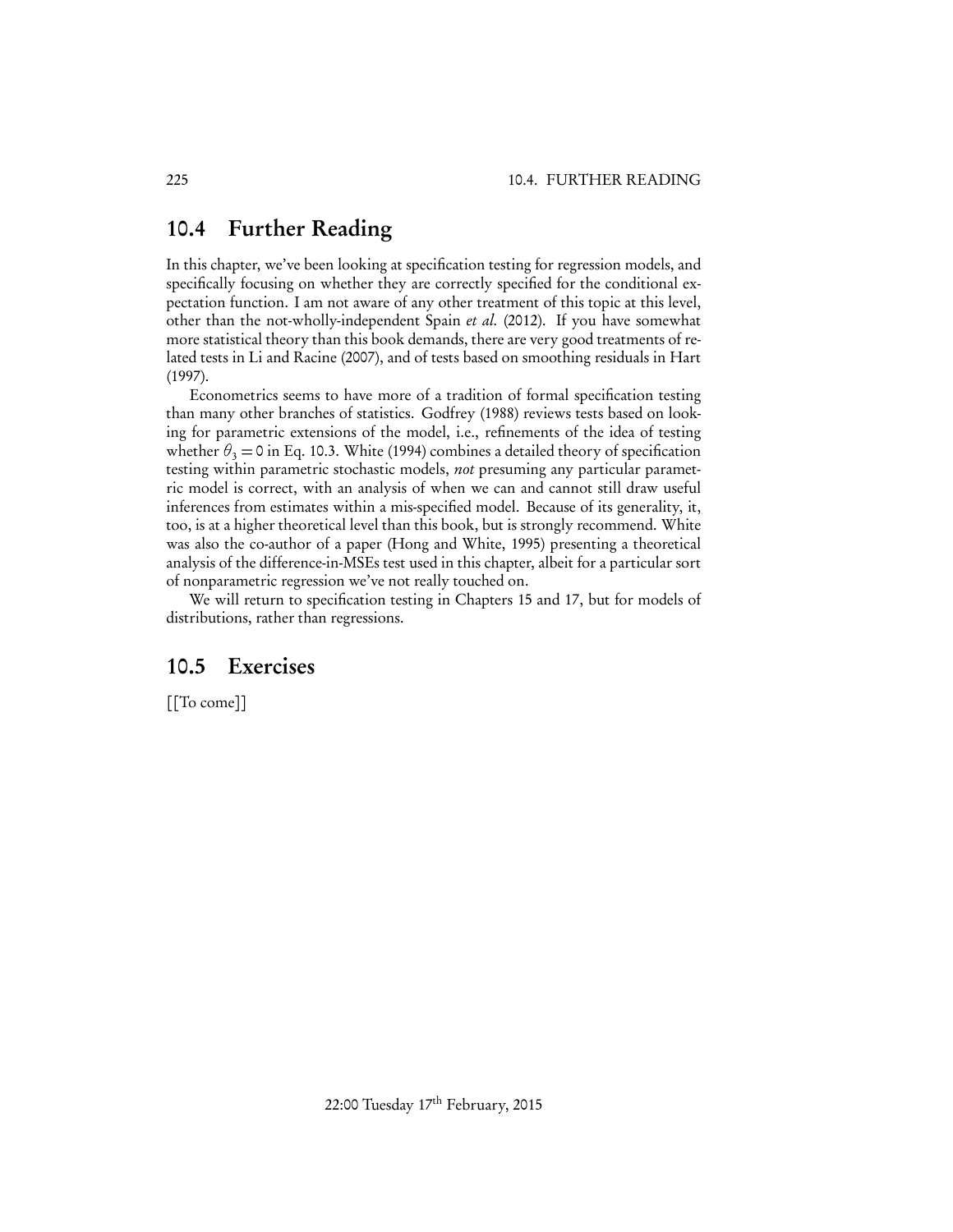## 10.4 Further Reading

In this chapter, we've been looking at specification testing for regression models, and specifically focusing on whether they are correctly specified for the conditional expectation function. I am not aware of any other treatment of this topic at this level, other than the not-wholly-independent Spain *et al.* (2012). If you have somewhat more statistical theory than this book demands, there are very good treatments of related tests in Li and Racine (2007), and of tests based on smoothing residuals in Hart (1997).

Econometrics seems to have more of a tradition of formal specification testing than many other branches of statistics. Godfrey (1988) reviews tests based on looking for parametric extensions of the model, i.e., refinements of the idea of testing whether $\theta_3 = 0$ in Eq. 10.3. White (1994) combines a detailed theory of specification testing within parametric stochastic models, *not* presuming any particular parametric model is correct, with an analysis of when we can and cannot still draw useful inferences from estimates within a mis-specified model. Because of its generality, it, too, is at a higher theoretical level than this book, but is strongly recommend. White was also the co-author of a paper (Hong and White, 1995) presenting a theoretical analysis of the difference-in-MSEs test used in this chapter, albeit for a particular sort of nonparametric regression we've not really touched on.

We will return to specification testing in Chapters 15 and 17, but for models of distributions, rather than regressions.

## 10.5 Exercises

[[To come]]